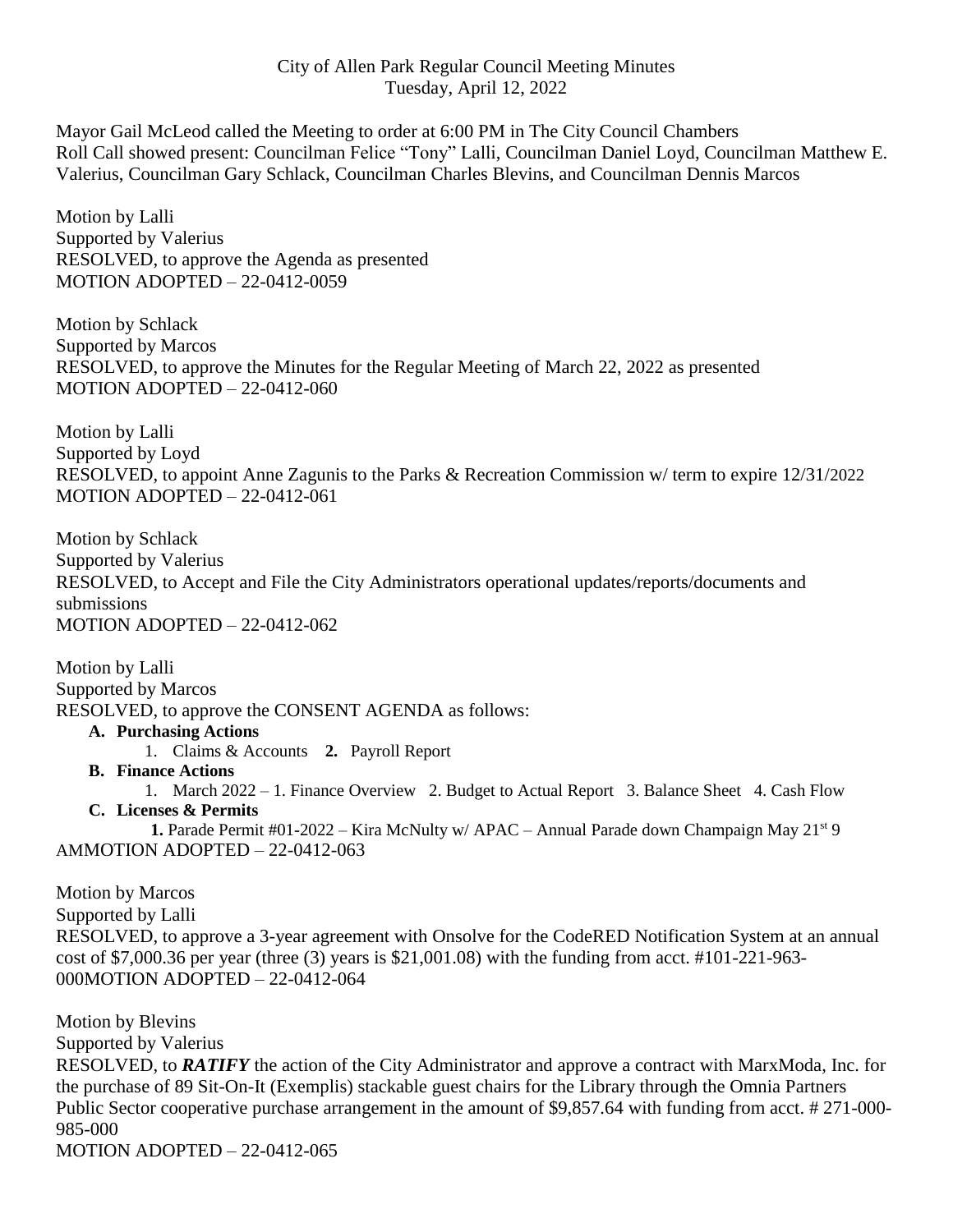City of Allen Park Regular Council Meeting Minutes
Tuesday, April 12, 2022

Mayor Gail McLeod called the Meeting to order at 6:00 PM in The City Council Chambers
Roll Call showed present: Councilman Felice "Tony" Lalli, Councilman Daniel Loyd, Councilman Matthew E. Valerius, Councilman Gary Schlack, Councilman Charles Blevins, and Councilman Dennis Marcos

Motion by Lalli
Supported by Valerius
RESOLVED, to approve the Agenda as presented
MOTION ADOPTED – 22-0412-0059

Motion by Schlack
Supported by Marcos
RESOLVED, to approve the Minutes for the Regular Meeting of March 22, 2022 as presented
MOTION ADOPTED – 22-0412-060

Motion by Lalli
Supported by Loyd
RESOLVED, to appoint Anne Zagunis to the Parks & Recreation Commission w/ term to expire 12/31/2022
MOTION ADOPTED – 22-0412-061

Motion by Schlack
Supported by Valerius
RESOLVED, to Accept and File the City Administrators operational updates/reports/documents and submissions
MOTION ADOPTED – 22-0412-062

Motion by Lalli
Supported by Marcos
RESOLVED, to approve the CONSENT AGENDA as follows:

- **A. Purchasing Actions**
  1. Claims & Accounts **2.** Payroll Report
- **B. Finance Actions**
  1. March 2022 – 1. Finance Overview 2. Budget to Actual Report 3. Balance Sheet 4. Cash Flow
- **C. Licenses & Permits**
  **1.** Parade Permit #01-2022 – Kira McNulty w/ APAC – Annual Parade down Champaign May 21st 9 AMMOTION ADOPTED – 22-0412-063

Motion by Marcos
Supported by Lalli
RESOLVED, to approve a 3-year agreement with Onsolve for the CodeRED Notification System at an annual cost of $7,000.36 per year (three (3) years is $21,001.08) with the funding from acct. #101-221-963-000MOTION ADOPTED – 22-0412-064

Motion by Blevins
Supported by Valerius
RESOLVED, to ***RATIFY*** the action of the City Administrator and approve a contract with MarxModa, Inc. for the purchase of 89 Sit-On-It (Exemplis) stackable guest chairs for the Library through the Omnia Partners Public Sector cooperative purchase arrangement in the amount of $9,857.64 with funding from acct. # 271-000-985-000
MOTION ADOPTED – 22-0412-065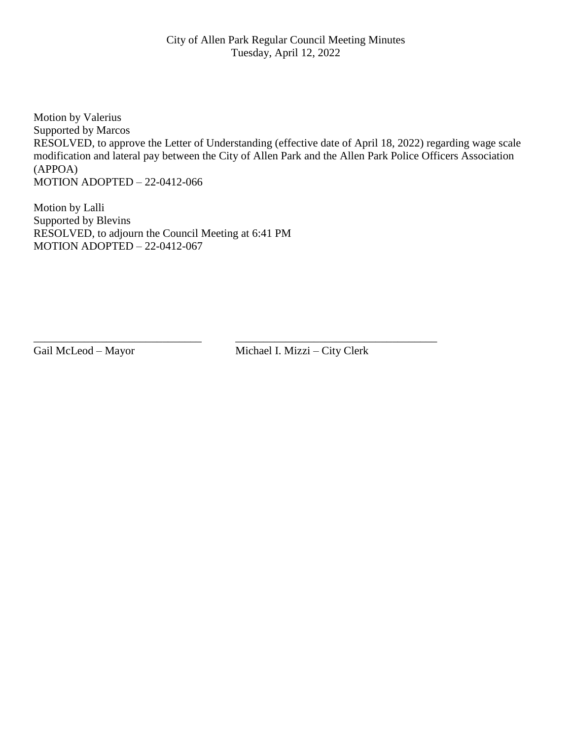City of Allen Park Regular Council Meeting Minutes
Tuesday, April 12, 2022

Motion by Valerius
Supported by Marcos
RESOLVED, to approve the Letter of Understanding (effective date of April 18, 2022) regarding wage scale modification and lateral pay between the City of Allen Park and the Allen Park Police Officers Association (APPOA)
MOTION ADOPTED – 22-0412-066

Motion by Lalli
Supported by Blevins
RESOLVED, to adjourn the Council Meeting at 6:41 PM
MOTION ADOPTED – 22-0412-067

______________________________ ____________________________________
Gail McLeod – Mayor Michael I. Mizzi – City Clerk